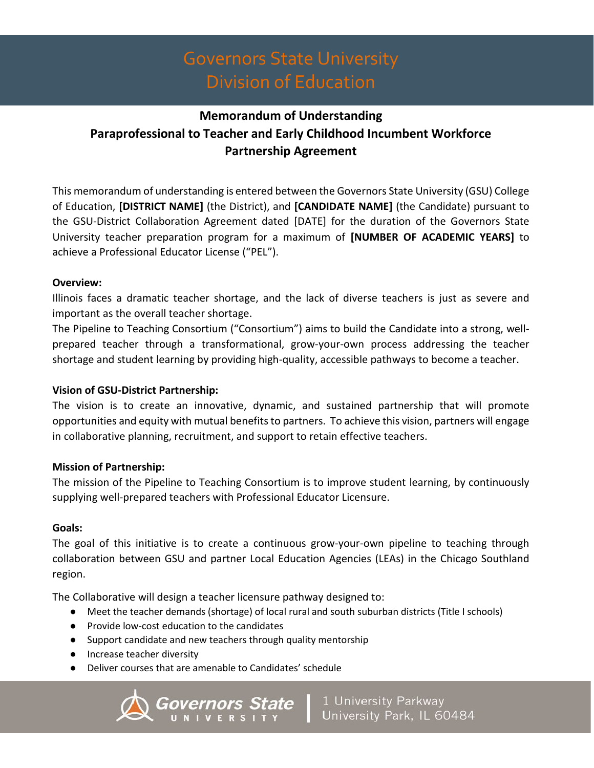# Governors State University
# Division of Education

## Memorandum of Understanding
## Paraprofessional to Teacher and Early Childhood Incumbent Workforce
## Partnership Agreement

This memorandum of understanding is entered between the Governors State University (GSU) College of Education, **[DISTRICT NAME]** (the District), and **[CANDIDATE NAME]** (the Candidate) pursuant to the GSU-District Collaboration Agreement dated [DATE] for the duration of the Governors State University teacher preparation program for a maximum of **[NUMBER OF ACADEMIC YEARS]** to achieve a Professional Educator License ("PEL").

**Overview:**

Illinois faces a dramatic teacher shortage, and the lack of diverse teachers is just as severe and important as the overall teacher shortage.

The Pipeline to Teaching Consortium ("Consortium") aims to build the Candidate into a strong, well-prepared teacher through a transformational, grow-your-own process addressing the teacher shortage and student learning by providing high-quality, accessible pathways to become a teacher.

**Vision of GSU-District Partnership:**

The vision is to create an innovative, dynamic, and sustained partnership that will promote opportunities and equity with mutual benefits to partners. To achieve this vision, partners will engage in collaborative planning, recruitment, and support to retain effective teachers.

**Mission of Partnership:**

The mission of the Pipeline to Teaching Consortium is to improve student learning, by continuously supplying well-prepared teachers with Professional Educator Licensure.

**Goals:**

The goal of this initiative is to create a continuous grow-your-own pipeline to teaching through collaboration between GSU and partner Local Education Agencies (LEAs) in the Chicago Southland region.

The Collaborative will design a teacher licensure pathway designed to:

- Meet the teacher demands (shortage) of local rural and south suburban districts (Title I schools)
- Provide low-cost education to the candidates
- Support candidate and new teachers through quality mentorship
- Increase teacher diversity
- Deliver courses that are amenable to Candidates' schedule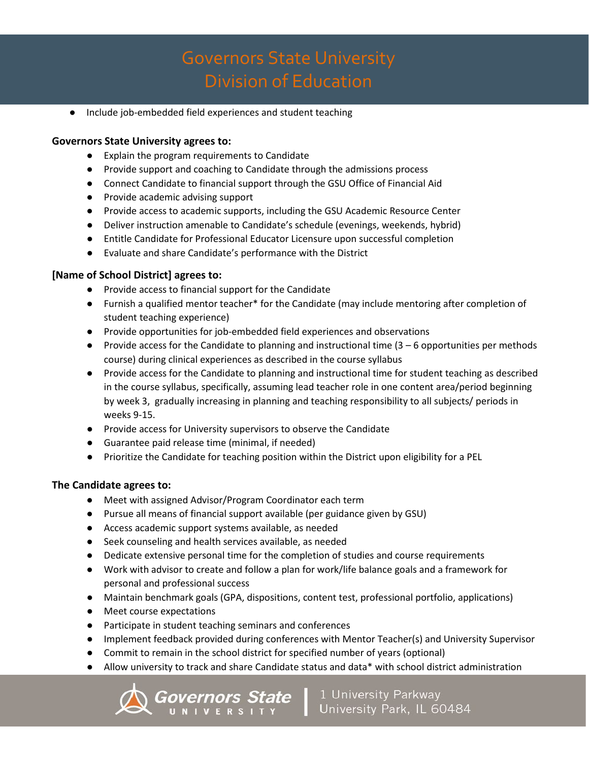- Include job-embedded field experiences and student teaching

**Governors State University agrees to:**

- Explain the program requirements to Candidate
- Provide support and coaching to Candidate through the admissions process
- Connect Candidate to financial support through the GSU Office of Financial Aid
- Provide academic advising support
- Provide access to academic supports, including the GSU Academic Resource Center
- Deliver instruction amenable to Candidate's schedule (evenings, weekends, hybrid)
- Entitle Candidate for Professional Educator Licensure upon successful completion
- Evaluate and share Candidate's performance with the District

**[Name of School District] agrees to:**

- Provide access to financial support for the Candidate
- Furnish a qualified mentor teacher* for the Candidate (may include mentoring after completion of student teaching experience)
- Provide opportunities for job-embedded field experiences and observations
- Provide access for the Candidate to planning and instructional time (3 – 6 opportunities per methods course) during clinical experiences as described in the course syllabus
- Provide access for the Candidate to planning and instructional time for student teaching as described in the course syllabus, specifically, assuming lead teacher role in one content area/period beginning by week 3, gradually increasing in planning and teaching responsibility to all subjects/ periods in weeks 9-15.
- Provide access for University supervisors to observe the Candidate
- Guarantee paid release time (minimal, if needed)
- Prioritize the Candidate for teaching position within the District upon eligibility for a PEL

**The Candidate agrees to:**

- Meet with assigned Advisor/Program Coordinator each term
- Pursue all means of financial support available (per guidance given by GSU)
- Access academic support systems available, as needed
- Seek counseling and health services available, as needed
- Dedicate extensive personal time for the completion of studies and course requirements
- Work with advisor to create and follow a plan for work/life balance goals and a framework for personal and professional success
- Maintain benchmark goals (GPA, dispositions, content test, professional portfolio, applications)
- Meet course expectations
- Participate in student teaching seminars and conferences
- Implement feedback provided during conferences with Mentor Teacher(s) and University Supervisor
- Commit to remain in the school district for specified number of years (optional)
- Allow university to track and share Candidate status and data* with school district administration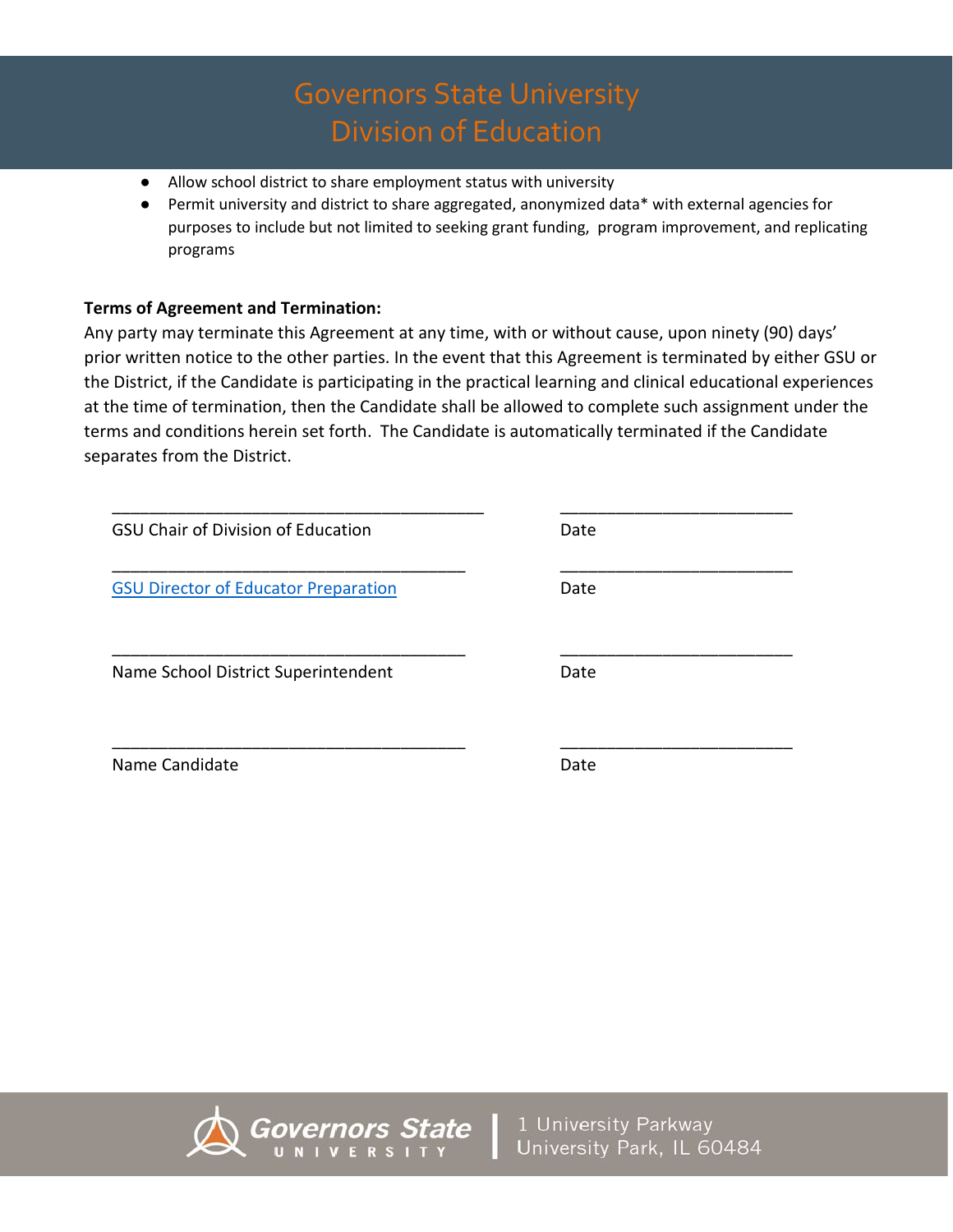- Allow school district to share employment status with university
- Permit university and district to share aggregated, anonymized data* with external agencies for purposes to include but not limited to seeking grant funding, program improvement, and replicating programs

**Terms of Agreement and Termination:**
Any party may terminate this Agreement at any time, with or without cause, upon ninety (90) days' prior written notice to the other parties. In the event that this Agreement is terminated by either GSU or the District, if the Candidate is participating in the practical learning and clinical educational experiences at the time of termination, then the Candidate shall be allowed to complete such assignment under the terms and conditions herein set forth. The Candidate is automatically terminated if the Candidate separates from the District.

| | |
|---|---|
| ________________________________________ | ________________________ |
| GSU Chair of Division of Education | Date |
| ________________________________________ | ________________________ |
| GSU Director of Educator Preparation | Date |
| ________________________________________ | ________________________ |
| Name School District Superintendent | Date |
| ________________________________________ | ________________________ |
| Name Candidate | Date |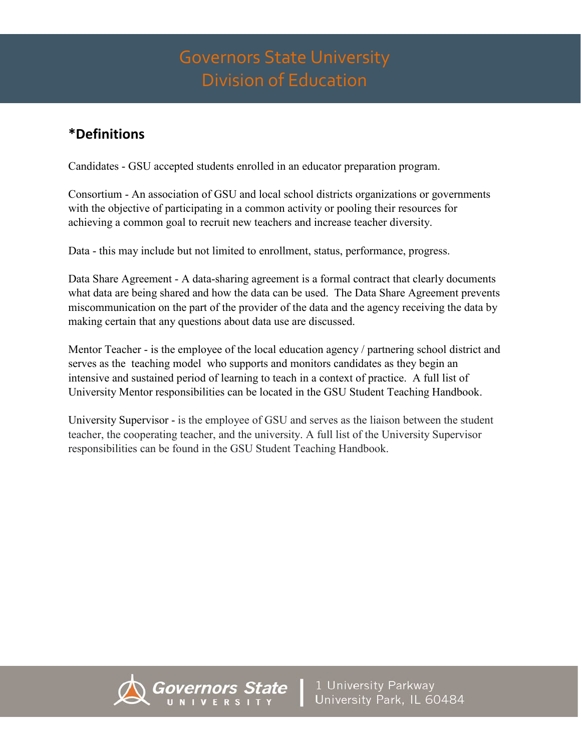## *Definitions

Candidates - GSU accepted students enrolled in an educator preparation program.

Consortium - An association of GSU and local school districts organizations or governments with the objective of participating in a common activity or pooling their resources for achieving a common goal to recruit new teachers and increase teacher diversity.

Data - this may include but not limited to enrollment, status, performance, progress.

Data Share Agreement - A data-sharing agreement is a formal contract that clearly documents what data are being shared and how the data can be used. The Data Share Agreement prevents miscommunication on the part of the provider of the data and the agency receiving the data by making certain that any questions about data use are discussed.

Mentor Teacher - is the employee of the local education agency / partnering school district and serves as the teaching model who supports and monitors candidates as they begin an intensive and sustained period of learning to teach in a context of practice. A full list of University Mentor responsibilities can be located in the GSU Student Teaching Handbook.

University Supervisor - is the employee of GSU and serves as the liaison between the student teacher, the cooperating teacher, and the university. A full list of the University Supervisor responsibilities can be found in the GSU Student Teaching Handbook.